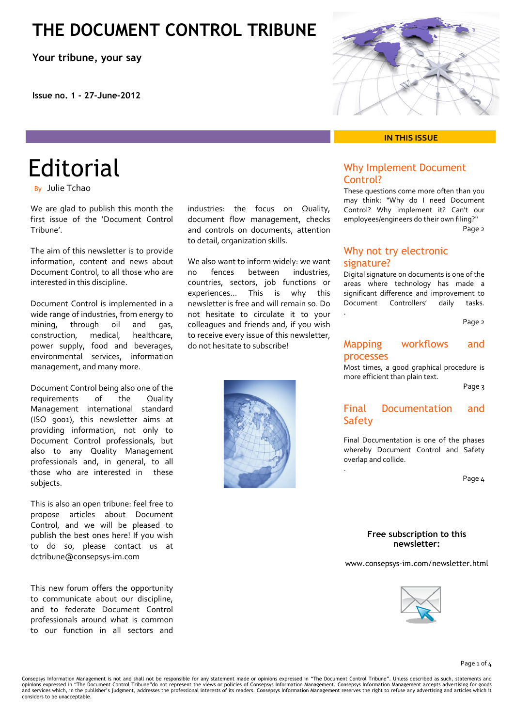# THE DOCUMENT CONTROL TRIBUNE

**Your tribune, your say**

**Issue no. 1 - 27-June-2012**

## Editorial

By Julie Tchao

We are glad to publish this month the first issue of the 'Document Control Tribune'.

The aim of this newsletter is to provide information, content and news about Document Control, to all those who are interested in this discipline.

Document Control is implemented in a wide range of industries, from energy to mining, through oil and gas, construction, medical, healthcare, power supply, food and beverages, environmental services, information management, and many more.

Document Control being also one of the requirements of the Quality Management international standard (ISO 9001), this newsletter aims at providing information, not only to Document Control professionals, but also to any Quality Management professionals and, in general, to all those who are interested in these subjects.

This is also an open tribune: feel free to propose articles about Document Control, and we will be pleased to publish the best ones here! If you wish to do so, please contact us at dctribune@consepsys-im.com

This new forum offers the opportunity to communicate about our discipline, and to federate Document Control professionals around what is common to our function in all sectors and industries: the focus on Quality, document flow management, checks and controls on documents, attention to detail, organization skills.

We also want to inform widely: we want no fences between industries, countries, sectors, job functions or experiences... This is why this newsletter is free and will remain so. Do not hesitate to circulate it to your colleagues and friends and, if you wish to receive every issue of this newsletter, do not hesitate to subscribe!

**IN THIS ISSUE**

### Why Implement Document Control?

These questions come more often than you may think: "Why do I need Document Control? Why implement it? Can't our employees/engineers do their own filing?"

Page 2

### Why not try electronic signature?

Digital signature on documents is one of the areas where technology has made a significant difference and improvement to Document Controllers' daily tasks.

Page 2

### Mapping workflows and processes

Most times, a good graphical procedure is more efficient than plain text.

Page 3

### Final Documentation and Safety

Final Documentation is one of the phases whereby Document Control and Safety overlap and collide.

Page 4

**Free subscription to this newsletter:**

www.consepsys-im.com/newsletter.html

Consepsys Information Management is not and shall not be responsible for any statement made or opinions expressed in "The Document Control Tribune". Unless described as such, statements and opinions expressed in "The Document Control Tribune"do not represent the views or policies of Consepsys Information Management. Consepsys Information Management accepts advertising for goods and services which, in the publisher's judgment, addresses the professional interests of its readers. Consepsys Information Management reserves the right to refuse any advertising and articles which it considers to be unacceptable.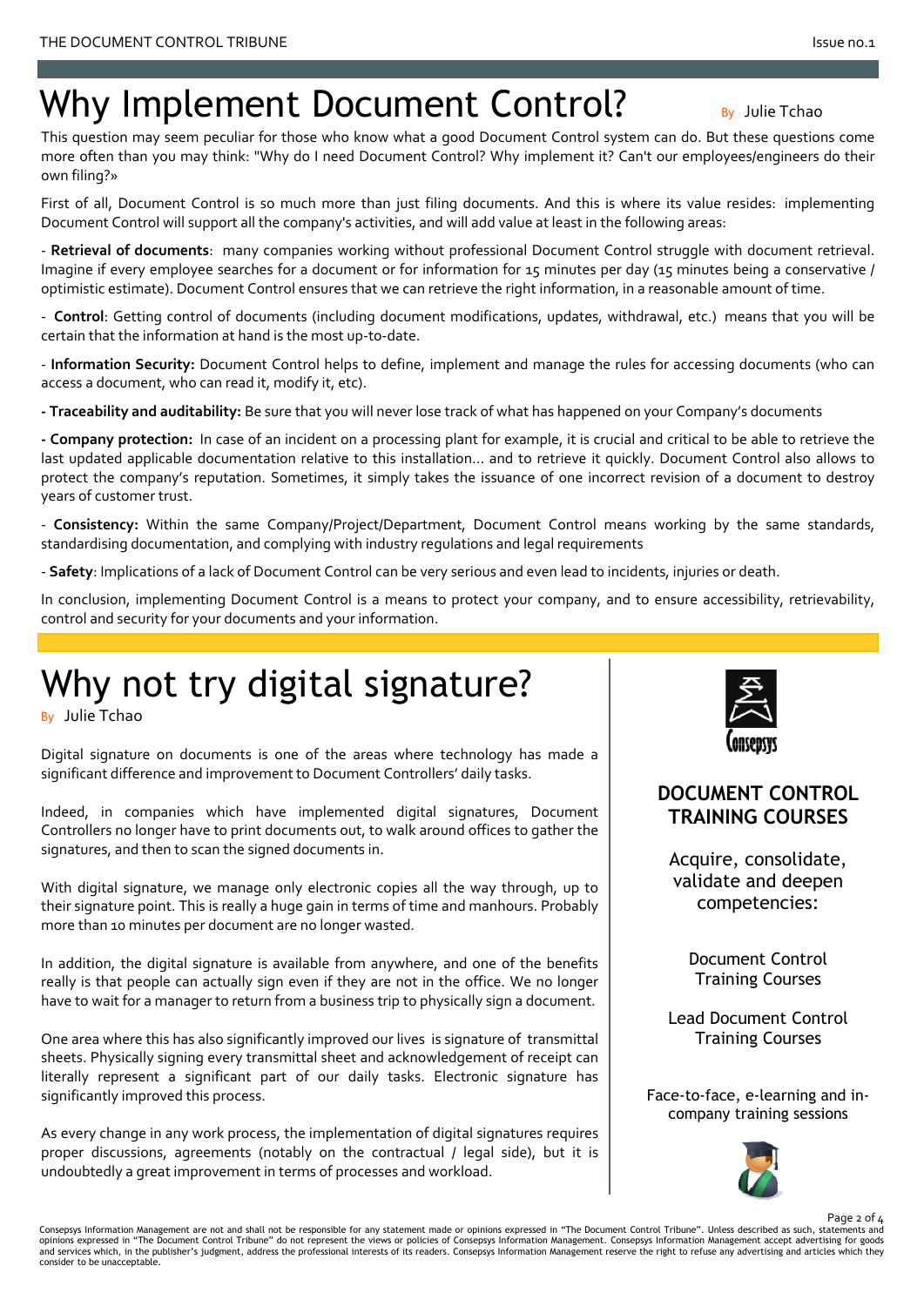# Why Implement Document Control?

By Julie Tchao

This question may seem peculiar for those who know what a good Document Control system can do. But these questions come more often than you may think: "Why do I need Document Control? Why implement it? Can't our employees/engineers do their own filing?»

First of all, Document Control is so much more than just filing documents. And this is where its value resides: implementing Document Control will support all the company's activities, and will add value at least in the following areas:

- **Retrieval of documents**: many companies working without professional Document Control struggle with document retrieval. Imagine if every employee searches for a document or for information for 15 minutes per day (15 minutes being a conservative / optimistic estimate). Document Control ensures that we can retrieve the right information, in a reasonable amount of time.

- **Control**: Getting control of documents (including document modifications, updates, withdrawal, etc.) means that you will be certain that the information at hand is the most up-to-date.

- **Information Security:** Document Control helps to define, implement and manage the rules for accessing documents (who can access a document, who can read it, modify it, etc).

- **Traceability and auditability:** Be sure that you will never lose track of what has happened on your Company's documents

- **Company protection:** In case of an incident on a processing plant for example, it is crucial and critical to be able to retrieve the last updated applicable documentation relative to this installation... and to retrieve it quickly. Document Control also allows to protect the company's reputation. Sometimes, it simply takes the issuance of one incorrect revision of a document to destroy years of customer trust.

- **Consistency:** Within the same Company/Project/Department, Document Control means working by the same standards, standardising documentation, and complying with industry regulations and legal requirements

- **Safety**: Implications of a lack of Document Control can be very serious and even lead to incidents, injuries or death.

In conclusion, implementing Document Control is a means to protect your company, and to ensure accessibility, retrievability, control and security for your documents and your information.

# Why not try digital signature?

By Julie Tchao

Digital signature on documents is one of the areas where technology has made a significant difference and improvement to Document Controllers' daily tasks.

Indeed, in companies which have implemented digital signatures, Document Controllers no longer have to print documents out, to walk around offices to gather the signatures, and then to scan the signed documents in.

With digital signature, we manage only electronic copies all the way through, up to their signature point. This is really a huge gain in terms of time and manhours. Probably more than 10 minutes per document are no longer wasted.

In addition, the digital signature is available from anywhere, and one of the benefits really is that people can actually sign even if they are not in the office. We no longer have to wait for a manager to return from a business trip to physically sign a document.

One area where this has also significantly improved our lives is signature of transmittal sheets. Physically signing every transmittal sheet and acknowledgement of receipt can literally represent a significant part of our daily tasks. Electronic signature has significantly improved this process.

As every change in any work process, the implementation of digital signatures requires proper discussions, agreements (notably on the contractual / legal side), but it is undoubtedly a great improvement in terms of processes and workload.

Consepsys

**DOCUMENT CONTROL TRAINING COURSES**

Acquire, consolidate, validate and deepen competencies:

Document Control Training Courses

Lead Document Control Training Courses

Face-to-face, e-learning and in-company training sessions

Consepsys Information Management are not and shall not be responsible for any statement made or opinions expressed in "The Document Control Tribune". Unless described as such, statements and opinions expressed in "The Document Control Tribune" do not represent the views or policies of Consepsys Information Management. Consepsys Information Management accept advertising for goods and services which, in the publisher's judgment, address the professional interests of its readers. Consepsys Information Management reserve the right to refuse any advertising and articles which they consider to be unacceptable.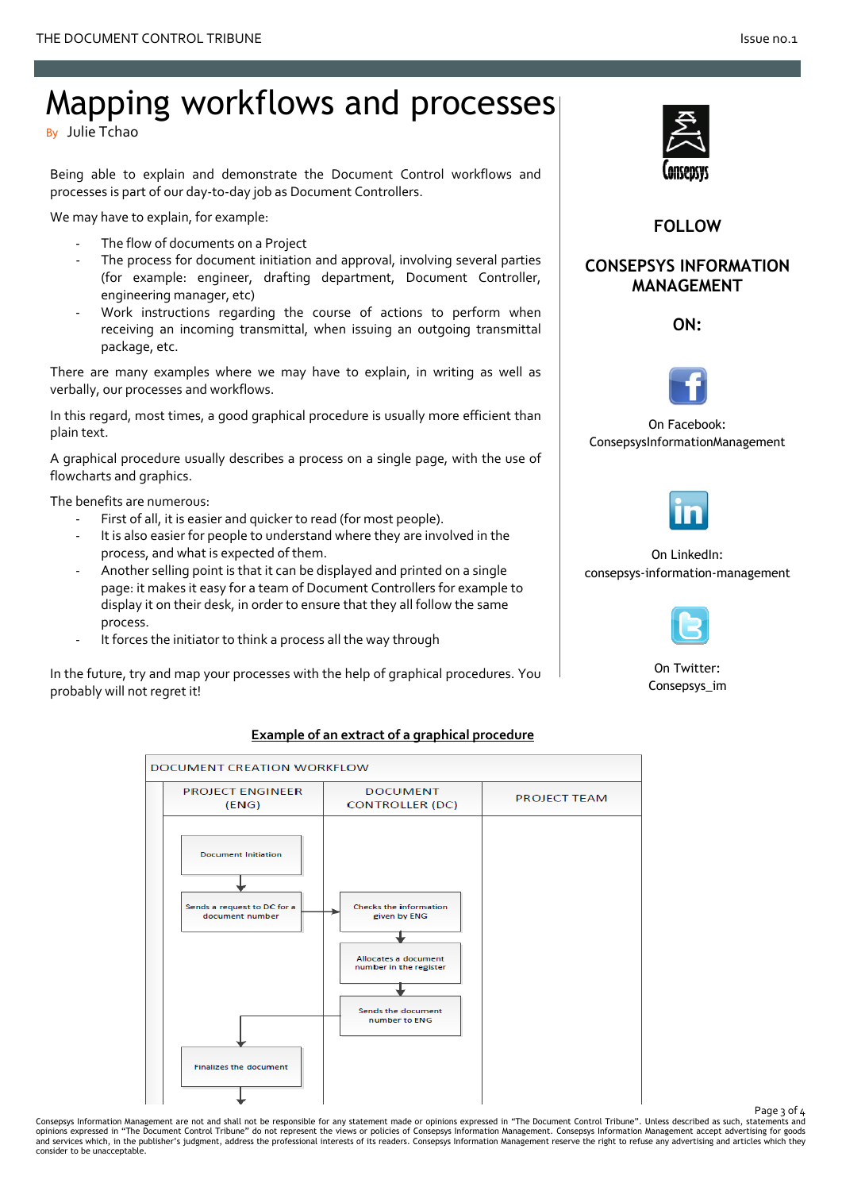# Mapping workflows and processes

By Julie Tchao

Being able to explain and demonstrate the Document Control workflows and processes is part of our day-to-day job as Document Controllers.

We may have to explain, for example:

- The flow of documents on a Project
- The process for document initiation and approval, involving several parties (for example: engineer, drafting department, Document Controller, engineering manager, etc)
- Work instructions regarding the course of actions to perform when receiving an incoming transmittal, when issuing an outgoing transmittal package, etc.

There are many examples where we may have to explain, in writing as well as verbally, our processes and workflows.

In this regard, most times, a good graphical procedure is usually more efficient than plain text.

A graphical procedure usually describes a process on a single page, with the use of flowcharts and graphics.

The benefits are numerous:

- First of all, it is easier and quicker to read (for most people).
- It is also easier for people to understand where they are involved in the process, and what is expected of them.
- Another selling point is that it can be displayed and printed on a single page: it makes it easy for a team of Document Controllers for example to display it on their desk, in order to ensure that they all follow the same process.
- It forces the initiator to think a process all the way through

In the future, try and map your processes with the help of graphical procedures. You probably will not regret it!

**FOLLOW**

**CONSEPSYS INFORMATION MANAGEMENT**

**ON:**

On Facebook: ConsepsysInformationManagement

On LinkedIn: consepsys-information-management

On Twitter: Consepsys_im

**Example of an extract of a graphical procedure**

DOCUMENT CREATION WORKFLOW

| PROJECT ENGINEER (ENG) | DOCUMENT CONTROLLER (DC) | PROJECT TEAM |
|---|---|---|
| Document Initiation | | |
| Sends a request to DC for a document number → | Checks the information given by ENG | |
| | Allocates a document number in the register | |
| | Sends the document number to ENG | |
| Finalizes the document | | |

Consepsys Information Management are not and shall not be responsible for any statement made or opinions expressed in "The Document Control Tribune". Unless described as such, statements and opinions expressed in "The Document Control Tribune" do not represent the views or policies of Consepsys Information Management. Consepsys Information Management accept advertising for goods and services which, in the publisher's judgment, address the professional interests of its readers. Consepsys Information Management reserve the right to refuse any advertising and articles which they consider to be unacceptable.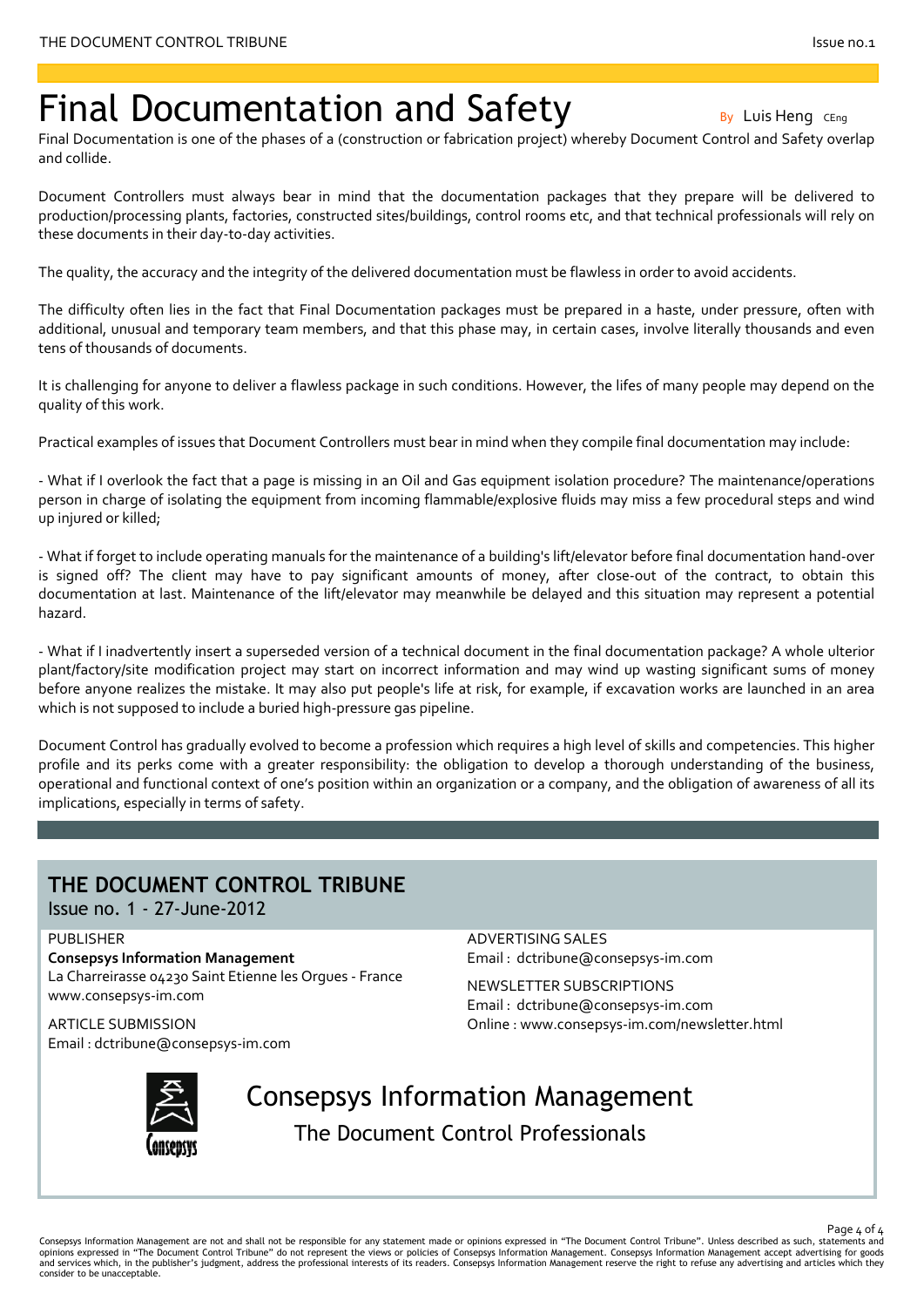# Final Documentation and Safety

By Luis Heng CEng

Final Documentation is one of the phases of a (construction or fabrication project) whereby Document Control and Safety overlap and collide.

Document Controllers must always bear in mind that the documentation packages that they prepare will be delivered to production/processing plants, factories, constructed sites/buildings, control rooms etc, and that technical professionals will rely on these documents in their day-to-day activities.

The quality, the accuracy and the integrity of the delivered documentation must be flawless in order to avoid accidents.

The difficulty often lies in the fact that Final Documentation packages must be prepared in a haste, under pressure, often with additional, unusual and temporary team members, and that this phase may, in certain cases, involve literally thousands and even tens of thousands of documents.

It is challenging for anyone to deliver a flawless package in such conditions. However, the lifes of many people may depend on the quality of this work.

Practical examples of issues that Document Controllers must bear in mind when they compile final documentation may include:

- What if I overlook the fact that a page is missing in an Oil and Gas equipment isolation procedure? The maintenance/operations person in charge of isolating the equipment from incoming flammable/explosive fluids may miss a few procedural steps and wind up injured or killed;

- What if forget to include operating manuals for the maintenance of a building's lift/elevator before final documentation hand-over is signed off? The client may have to pay significant amounts of money, after close-out of the contract, to obtain this documentation at last. Maintenance of the lift/elevator may meanwhile be delayed and this situation may represent a potential hazard.

- What if I inadvertently insert a superseded version of a technical document in the final documentation package? A whole ulterior plant/factory/site modification project may start on incorrect information and may wind up wasting significant sums of money before anyone realizes the mistake. It may also put people's life at risk, for example, if excavation works are launched in an area which is not supposed to include a buried high-pressure gas pipeline.

Document Control has gradually evolved to become a profession which requires a high level of skills and competencies. This higher profile and its perks come with a greater responsibility: the obligation to develop a thorough understanding of the business, operational and functional context of one's position within an organization or a company, and the obligation of awareness of all its implications, especially in terms of safety.

## THE DOCUMENT CONTROL TRIBUNE

Issue no. 1 - 27-June-2012

PUBLISHER
**Consepsys Information Management**
La Charreirasse 04230 Saint Etienne les Orgues - France
www.consepsys-im.com

ARTICLE SUBMISSION
Email : dctribune@consepsys-im.com

ADVERTISING SALES
Email : dctribune@consepsys-im.com

NEWSLETTER SUBSCRIPTIONS
Email : dctribune@consepsys-im.com
Online : www.consepsys-im.com/newsletter.html

Consepsys Information Management

The Document Control Professionals

Consepsys Information Management are not and shall not be responsible for any statement made or opinions expressed in "The Document Control Tribune". Unless described as such, statements and opinions expressed in "The Document Control Tribune" do not represent the views or policies of Consepsys Information Management. Consepsys Information Management accept advertising for goods and services which, in the publisher's judgment, address the professional interests of its readers. Consepsys Information Management reserve the right to refuse any advertising and articles which they consider to be unacceptable.